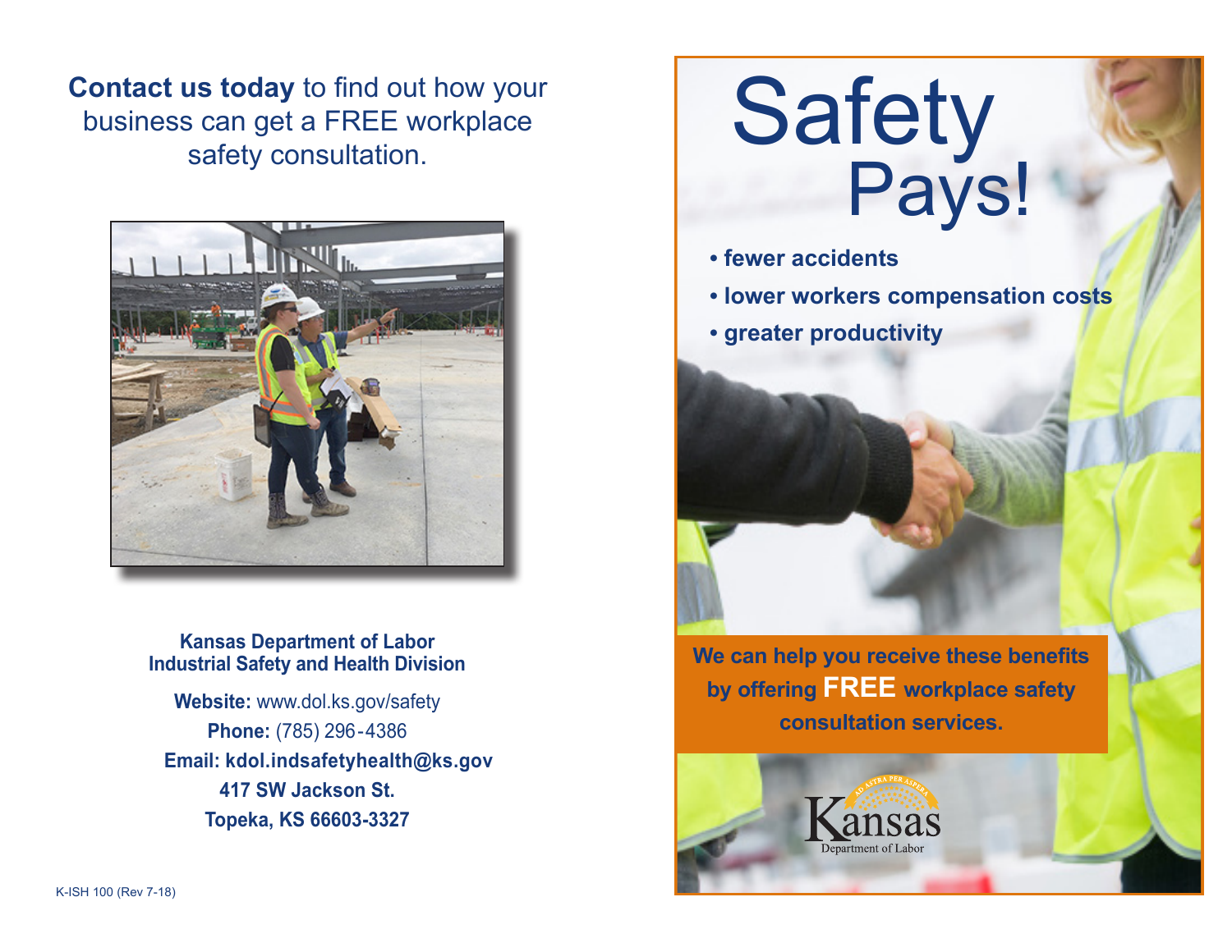**Contact us today** to find out how your business can get a FREE workplace safety consultation.

**Kansas Department of Labor**
**Industrial Safety and Health Division**

**Website:** www.dol.ks.gov/safety
**Phone:** (785) 296-4386
**Email: kdol.indsafetyhealth@ks.gov**
**417 SW Jackson St.**
**Topeka, KS 66603-3327**

K-ISH 100 (Rev 7-18)

# Safety Pays!

- **fewer accidents**
- **lower workers compensation costs**
- **greater productivity**

**We can help you receive these benefits by offering FREE workplace safety consultation services.**

Kansas Department of Labor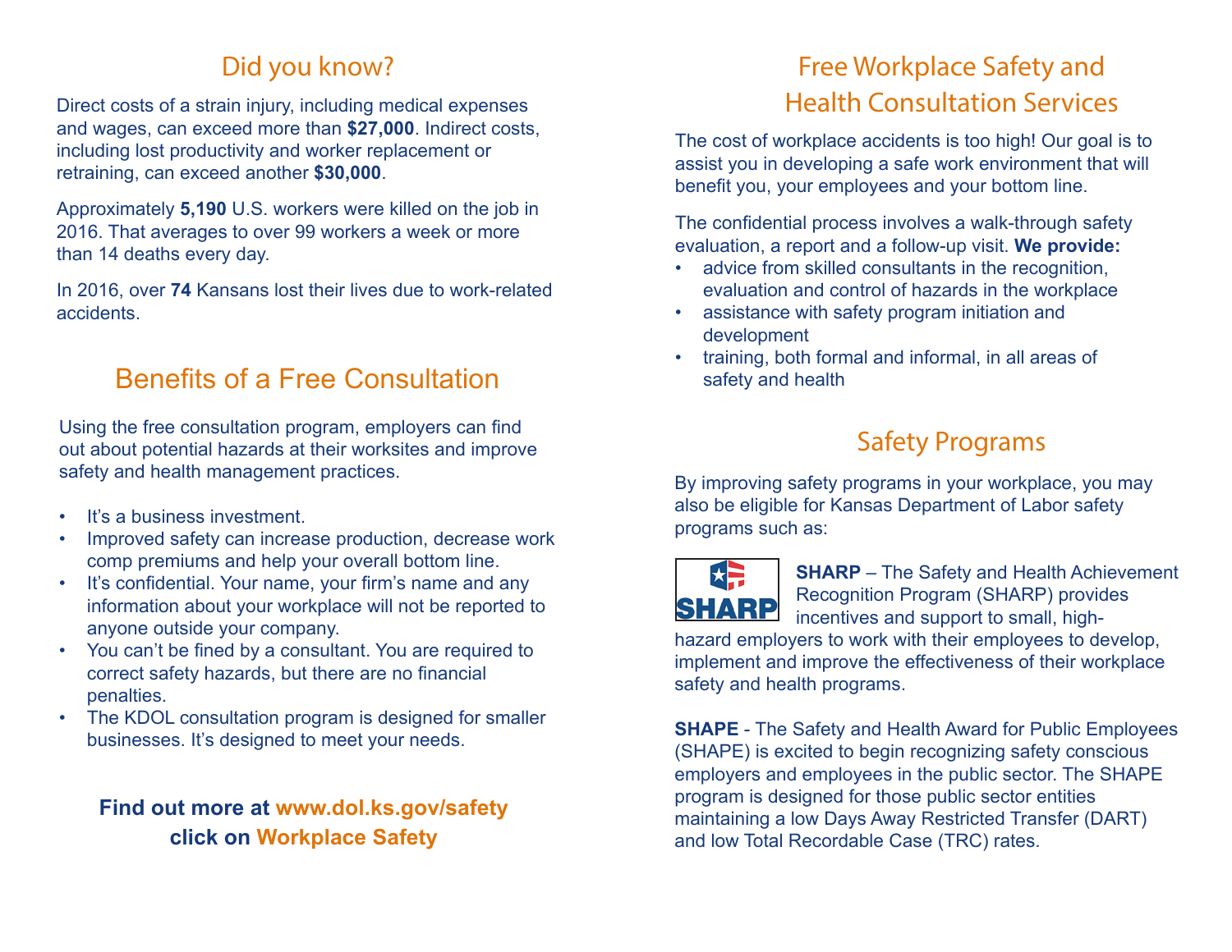## Did you know?

Direct costs of a strain injury, including medical expenses and wages, can exceed more than **$27,000**. Indirect costs, including lost productivity and worker replacement or retraining, can exceed another **$30,000**.

Approximately **5,190** U.S. workers were killed on the job in 2016. That averages to over 99 workers a week or more than 14 deaths every day.

In 2016, over **74** Kansans lost their lives due to work-related accidents.

## Benefits of a Free Consultation

Using the free consultation program, employers can find out about potential hazards at their worksites and improve safety and health management practices.

- It's a business investment.
- Improved safety can increase production, decrease work comp premiums and help your overall bottom line.
- It's confidential. Your name, your firm's name and any information about your workplace will not be reported to anyone outside your company.
- You can't be fined by a consultant. You are required to correct safety hazards, but there are no financial penalties.
- The KDOL consultation program is designed for smaller businesses. It's designed to meet your needs.

**Find out more at www.dol.ks.gov/safety click on Workplace Safety**

## Free Workplace Safety and Health Consultation Services

The cost of workplace accidents is too high! Our goal is to assist you in developing a safe work environment that will benefit you, your employees and your bottom line.

The confidential process involves a walk-through safety evaluation, a report and a follow-up visit. **We provide:**

- advice from skilled consultants in the recognition, evaluation and control of hazards in the workplace
- assistance with safety program initiation and development
- training, both formal and informal, in all areas of safety and health

## Safety Programs

By improving safety programs in your workplace, you may also be eligible for Kansas Department of Labor safety programs such as:

SHARP

**SHARP** – The Safety and Health Achievement Recognition Program (SHARP) provides incentives and support to small, high-hazard employers to work with their employees to develop, implement and improve the effectiveness of their workplace safety and health programs.

**SHAPE** - The Safety and Health Award for Public Employees (SHAPE) is excited to begin recognizing safety conscious employers and employees in the public sector. The SHAPE program is designed for those public sector entities maintaining a low Days Away Restricted Transfer (DART) and low Total Recordable Case (TRC) rates.